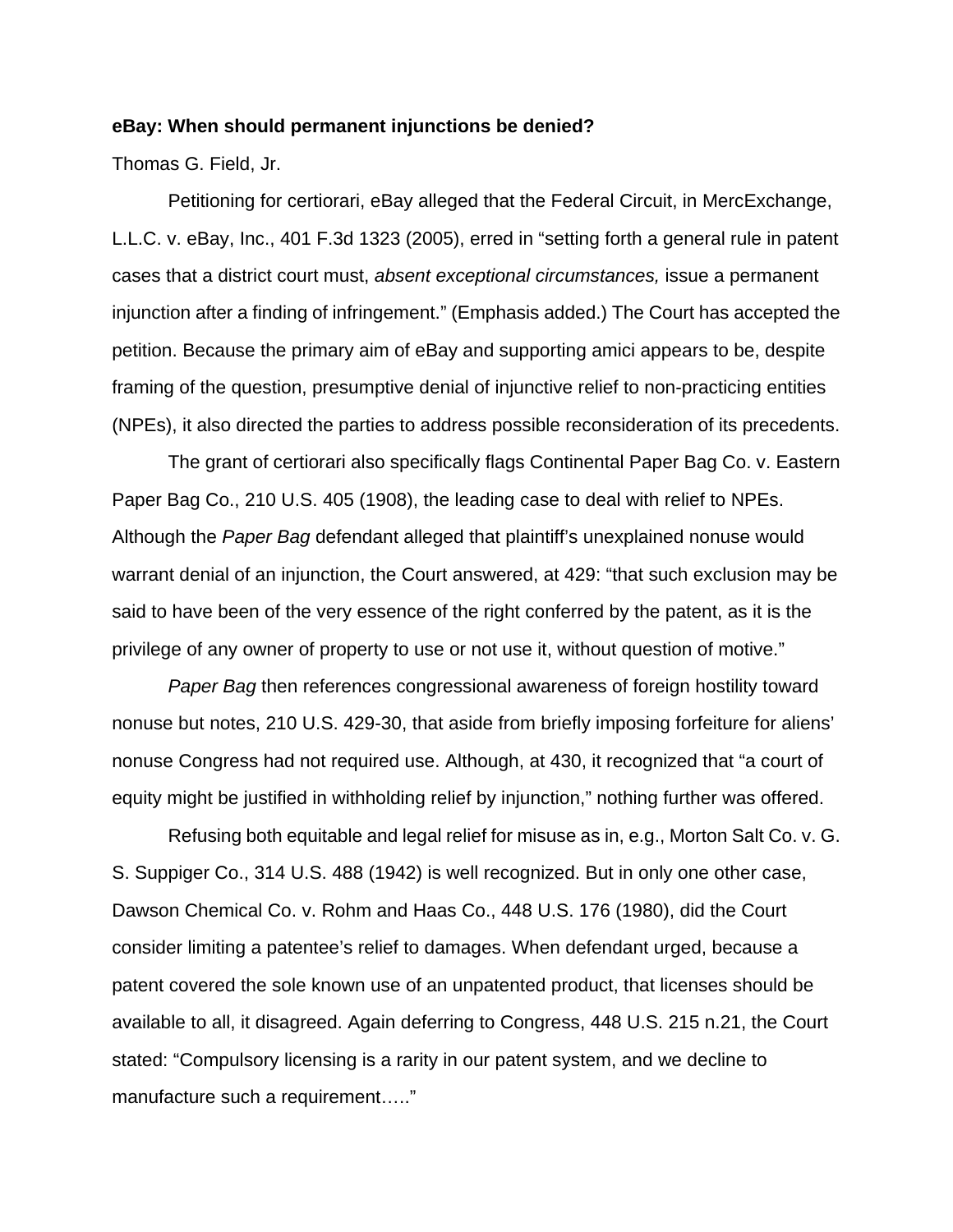**eBay: When should permanent injunctions be denied?**

Thomas G. Field, Jr.

Petitioning for certiorari, eBay alleged that the Federal Circuit, in MercExchange, L.L.C. v. eBay, Inc., 401 F.3d 1323 (2005), erred in "setting forth a general rule in patent cases that a district court must, *absent exceptional circumstances,* issue a permanent injunction after a finding of infringement." (Emphasis added.) The Court has accepted the petition. Because the primary aim of eBay and supporting amici appears to be, despite framing of the question, presumptive denial of injunctive relief to non-practicing entities (NPEs), it also directed the parties to address possible reconsideration of its precedents.

The grant of certiorari also specifically flags Continental Paper Bag Co. v. Eastern Paper Bag Co., 210 U.S. 405 (1908), the leading case to deal with relief to NPEs. Although the *Paper Bag* defendant alleged that plaintiff's unexplained nonuse would warrant denial of an injunction, the Court answered, at 429: "that such exclusion may be said to have been of the very essence of the right conferred by the patent, as it is the privilege of any owner of property to use or not use it, without question of motive."

*Paper Bag* then references congressional awareness of foreign hostility toward nonuse but notes, 210 U.S. 429-30, that aside from briefly imposing forfeiture for aliens' nonuse Congress had not required use. Although, at 430, it recognized that "a court of equity might be justified in withholding relief by injunction," nothing further was offered.

Refusing both equitable and legal relief for misuse as in, e.g., Morton Salt Co. v. G. S. Suppiger Co., 314 U.S. 488 (1942) is well recognized. But in only one other case, Dawson Chemical Co. v. Rohm and Haas Co., 448 U.S. 176 (1980), did the Court consider limiting a patentee's relief to damages. When defendant urged, because a patent covered the sole known use of an unpatented product, that licenses should be available to all, it disagreed. Again deferring to Congress, 448 U.S. 215 n.21, the Court stated: "Compulsory licensing is a rarity in our patent system, and we decline to manufacture such a requirement….."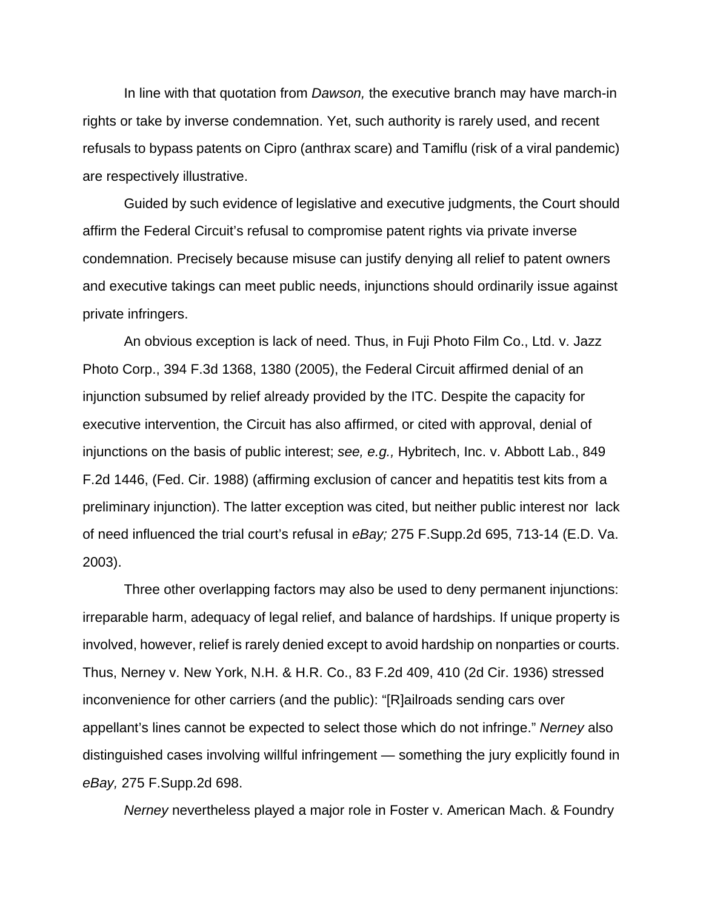In line with that quotation from *Dawson,* the executive branch may have march-in rights or take by inverse condemnation. Yet, such authority is rarely used, and recent refusals to bypass patents on Cipro (anthrax scare) and Tamiflu (risk of a viral pandemic) are respectively illustrative.

Guided by such evidence of legislative and executive judgments, the Court should affirm the Federal Circuit's refusal to compromise patent rights via private inverse condemnation. Precisely because misuse can justify denying all relief to patent owners and executive takings can meet public needs, injunctions should ordinarily issue against private infringers.

An obvious exception is lack of need. Thus, in Fuji Photo Film Co., Ltd. v. Jazz Photo Corp., 394 F.3d 1368, 1380 (2005), the Federal Circuit affirmed denial of an injunction subsumed by relief already provided by the ITC. Despite the capacity for executive intervention, the Circuit has also affirmed, or cited with approval, denial of injunctions on the basis of public interest; *see, e.g.,* Hybritech, Inc. v. Abbott Lab., 849 F.2d 1446, (Fed. Cir. 1988) (affirming exclusion of cancer and hepatitis test kits from a preliminary injunction). The latter exception was cited, but neither public interest nor lack of need influenced the trial court's refusal in *eBay;* 275 F.Supp.2d 695, 713-14 (E.D. Va. 2003).

Three other overlapping factors may also be used to deny permanent injunctions: irreparable harm, adequacy of legal relief, and balance of hardships. If unique property is involved, however, relief is rarely denied except to avoid hardship on nonparties or courts. Thus, Nerney v. New York, N.H. & H.R. Co., 83 F.2d 409, 410 (2d Cir. 1936) stressed inconvenience for other carriers (and the public): "[R]ailroads sending cars over appellant's lines cannot be expected to select those which do not infringe." *Nerney* also distinguished cases involving willful infringement — something the jury explicitly found in *eBay,* 275 F.Supp.2d 698.

*Nerney* nevertheless played a major role in Foster v. American Mach. & Foundry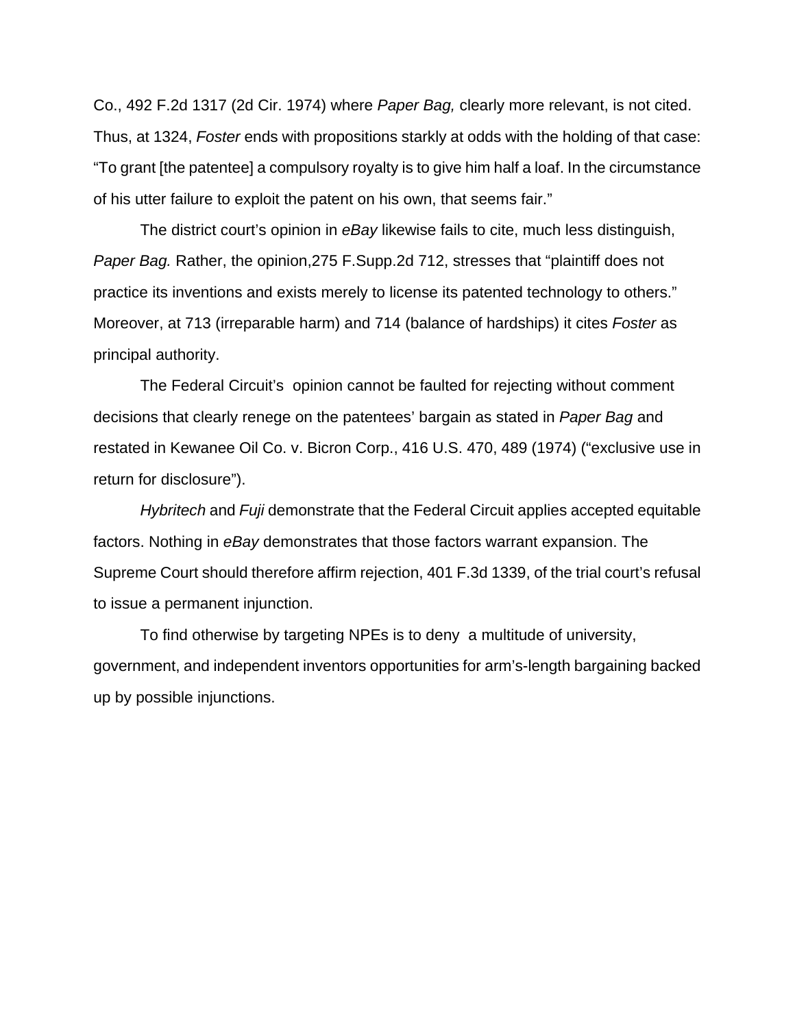Co., 492 F.2d 1317 (2d Cir. 1974) where *Paper Bag,* clearly more relevant, is not cited. Thus, at 1324, *Foster* ends with propositions starkly at odds with the holding of that case: “To grant [the patentee] a compulsory royalty is to give him half a loaf. In the circumstance of his utter failure to exploit the patent on his own, that seems fair.”

The district court’s opinion in *eBay* likewise fails to cite, much less distinguish, *Paper Bag.* Rather, the opinion,275 F.Supp.2d 712, stresses that “plaintiff does not practice its inventions and exists merely to license its patented technology to others.” Moreover, at 713 (irreparable harm) and 714 (balance of hardships) it cites *Foster* as principal authority.

The Federal Circuit’s opinion cannot be faulted for rejecting without comment decisions that clearly renege on the patentees’ bargain as stated in *Paper Bag* and restated in Kewanee Oil Co. v. Bicron Corp., 416 U.S. 470, 489 (1974) (“exclusive use in return for disclosure”).

*Hybritech* and *Fuji* demonstrate that the Federal Circuit applies accepted equitable factors. Nothing in *eBay* demonstrates that those factors warrant expansion. The Supreme Court should therefore affirm rejection, 401 F.3d 1339, of the trial court’s refusal to issue a permanent injunction.

To find otherwise by targeting NPEs is to deny a multitude of university, government, and independent inventors opportunities for arm’s-length bargaining backed up by possible injunctions.